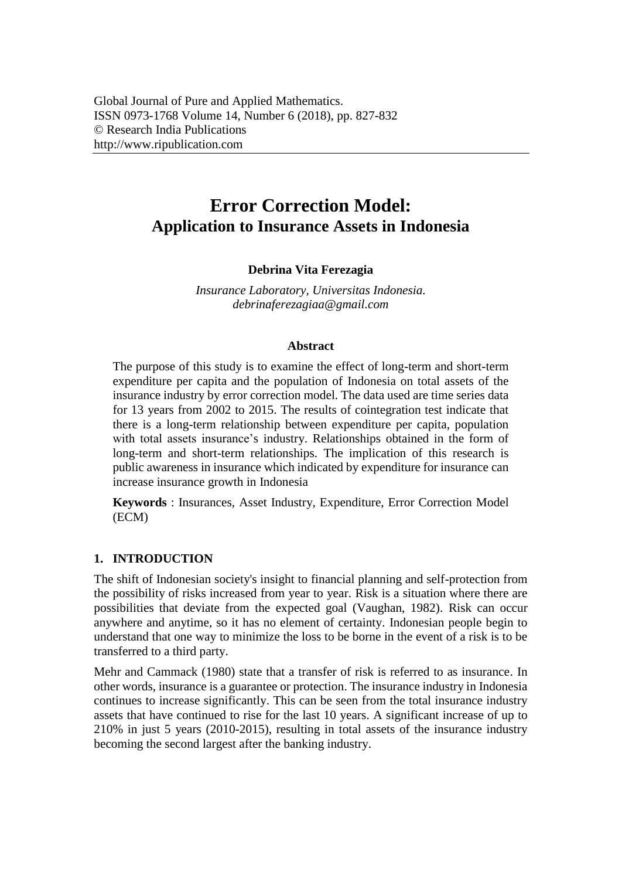# Error Correction Model: Application to Insurance Assets in Indonesia

**Debrina Vita Ferezagia**

*Insurance Laboratory, Universitas Indonesia.*
*debrinaferezagiaa@gmail.com*

### Abstract

The purpose of this study is to examine the effect of long-term and short-term expenditure per capita and the population of Indonesia on total assets of the insurance industry by error correction model. The data used are time series data for 13 years from 2002 to 2015. The results of cointegration test indicate that there is a long-term relationship between expenditure per capita, population with total assets insurance's industry. Relationships obtained in the form of long-term and short-term relationships. The implication of this research is public awareness in insurance which indicated by expenditure for insurance can increase insurance growth in Indonesia

**Keywords** : Insurances, Asset Industry, Expenditure, Error Correction Model (ECM)

## 1. INTRODUCTION

The shift of Indonesian society's insight to financial planning and self-protection from the possibility of risks increased from year to year. Risk is a situation where there are possibilities that deviate from the expected goal (Vaughan, 1982). Risk can occur anywhere and anytime, so it has no element of certainty. Indonesian people begin to understand that one way to minimize the loss to be borne in the event of a risk is to be transferred to a third party.

Mehr and Cammack (1980) state that a transfer of risk is referred to as insurance. In other words, insurance is a guarantee or protection. The insurance industry in Indonesia continues to increase significantly. This can be seen from the total insurance industry assets that have continued to rise for the last 10 years. A significant increase of up to 210% in just 5 years (2010-2015), resulting in total assets of the insurance industry becoming the second largest after the banking industry.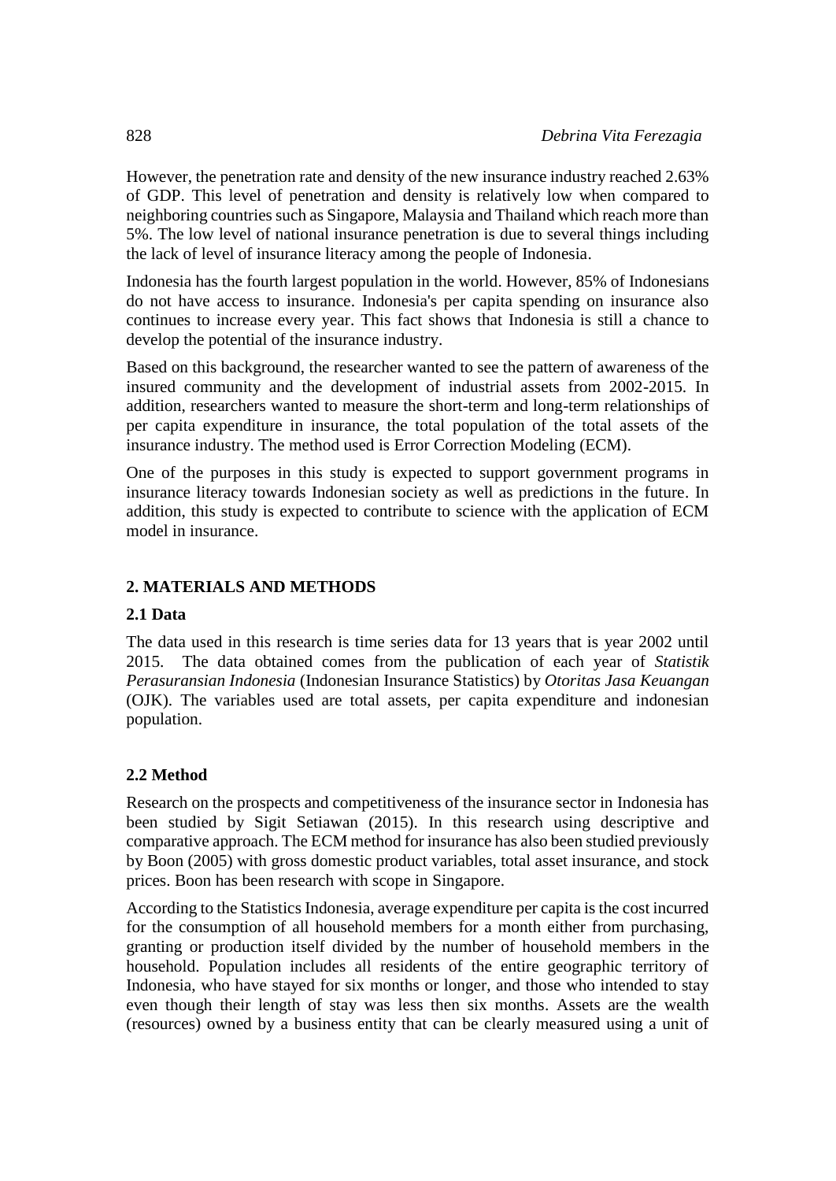However, the penetration rate and density of the new insurance industry reached 2.63% of GDP. This level of penetration and density is relatively low when compared to neighboring countries such as Singapore, Malaysia and Thailand which reach more than 5%. The low level of national insurance penetration is due to several things including the lack of level of insurance literacy among the people of Indonesia.

Indonesia has the fourth largest population in the world. However, 85% of Indonesians do not have access to insurance. Indonesia's per capita spending on insurance also continues to increase every year. This fact shows that Indonesia is still a chance to develop the potential of the insurance industry.

Based on this background, the researcher wanted to see the pattern of awareness of the insured community and the development of industrial assets from 2002-2015. In addition, researchers wanted to measure the short-term and long-term relationships of per capita expenditure in insurance, the total population of the total assets of the insurance industry. The method used is Error Correction Modeling (ECM).

One of the purposes in this study is expected to support government programs in insurance literacy towards Indonesian society as well as predictions in the future. In addition, this study is expected to contribute to science with the application of ECM model in insurance.

## 2. MATERIALS AND METHODS

### 2.1 Data

The data used in this research is time series data for 13 years that is year 2002 until 2015. The data obtained comes from the publication of each year of *Statistik Perasuransian Indonesia* (Indonesian Insurance Statistics) by *Otoritas Jasa Keuangan* (OJK). The variables used are total assets, per capita expenditure and indonesian population.

### 2.2 Method

Research on the prospects and competitiveness of the insurance sector in Indonesia has been studied by Sigit Setiawan (2015). In this research using descriptive and comparative approach. The ECM method for insurance has also been studied previously by Boon (2005) with gross domestic product variables, total asset insurance, and stock prices. Boon has been research with scope in Singapore.

According to the Statistics Indonesia, average expenditure per capita is the cost incurred for the consumption of all household members for a month either from purchasing, granting or production itself divided by the number of household members in the household. Population includes all residents of the entire geographic territory of Indonesia, who have stayed for six months or longer, and those who intended to stay even though their length of stay was less then six months. Assets are the wealth (resources) owned by a business entity that can be clearly measured using a unit of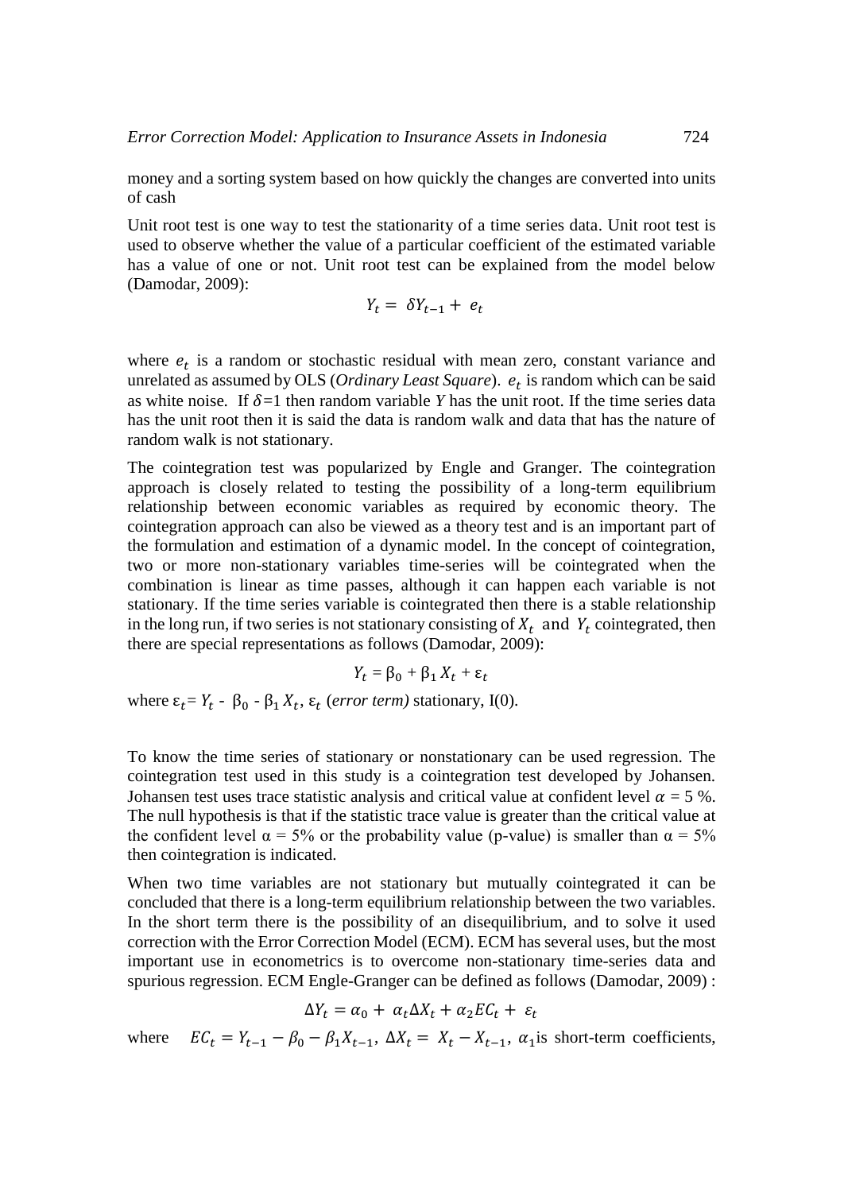money and a sorting system based on how quickly the changes are converted into units of cash

Unit root test is one way to test the stationarity of a time series data. Unit root test is used to observe whether the value of a particular coefficient of the estimated variable has a value of one or not. Unit root test can be explained from the model below (Damodar, 2009):

$$Y_t = \delta Y_{t-1} + e_t$$

where $e_t$ is a random or stochastic residual with mean zero, constant variance and unrelated as assumed by OLS (*Ordinary Least Square*). $e_t$ is random which can be said as white noise. If $\delta$=1 then random variable *Y* has the unit root. If the time series data has the unit root then it is said the data is random walk and data that has the nature of random walk is not stationary.

The cointegration test was popularized by Engle and Granger. The cointegration approach is closely related to testing the possibility of a long-term equilibrium relationship between economic variables as required by economic theory. The cointegration approach can also be viewed as a theory test and is an important part of the formulation and estimation of a dynamic model. In the concept of cointegration, two or more non-stationary variables time-series will be cointegrated when the combination is linear as time passes, although it can happen each variable is not stationary. If the time series variable is cointegrated then there is a stable relationship in the long run, if two series is not stationary consisting of $X_t$ and $Y_t$ cointegrated, then there are special representations as follows (Damodar, 2009):

$$Y_t = \beta_0 + \beta_1 X_t + \varepsilon_t$$

where $\varepsilon_t = Y_t - \beta_0 - \beta_1 X_t$, $\varepsilon_t$ (*error term)* stationary, I(0).

To know the time series of stationary or nonstationary can be used regression. The cointegration test used in this study is a cointegration test developed by Johansen. Johansen test uses trace statistic analysis and critical value at confident level $\alpha$ = 5 %. The null hypothesis is that if the statistic trace value is greater than the critical value at the confident level $\alpha$ = 5% or the probability value (p-value) is smaller than $\alpha$ = 5% then cointegration is indicated.

When two time variables are not stationary but mutually cointegrated it can be concluded that there is a long-term equilibrium relationship between the two variables. In the short term there is the possibility of an disequilibrium, and to solve it used correction with the Error Correction Model (ECM). ECM has several uses, but the most important use in econometrics is to overcome non-stationary time-series data and spurious regression. ECM Engle-Granger can be defined as follows (Damodar, 2009) :

$$\Delta Y_t = \alpha_0 + \alpha_t \Delta X_t + \alpha_2 EC_t + \varepsilon_t$$

where $EC_t = Y_{t-1} - \beta_0 - \beta_1 X_{t-1}$, $\Delta X_t = X_t - X_{t-1}$, $\alpha_1$is short-term coefficients,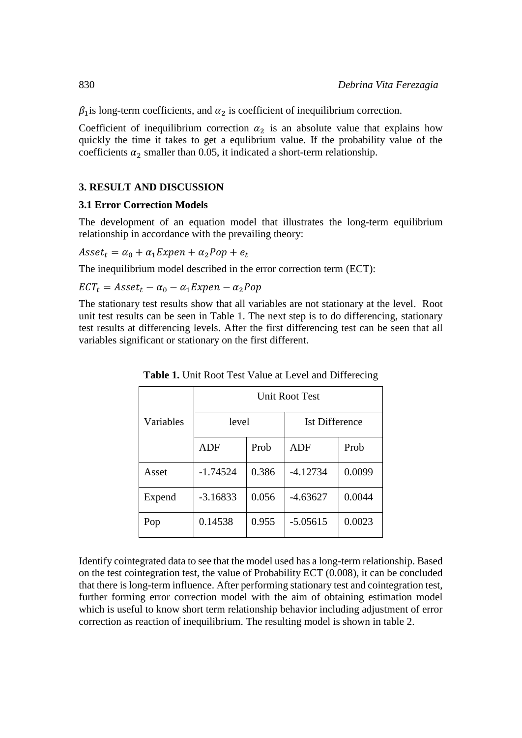$\beta_1$ is long-term coefficients, and $\alpha_2$ is coefficient of inequilibrium correction.

Coefficient of inequilibrium correction $\alpha_2$ is an absolute value that explains how quickly the time it takes to get a equlibrium value. If the probability value of the coefficients $\alpha_2$ smaller than 0.05, it indicated a short-term relationship.

## 3. RESULT AND DISCUSSION

### 3.1 Error Correction Models

The development of an equation model that illustrates the long-term equilibrium relationship in accordance with the prevailing theory:

$$Asset_t = \alpha_0 + \alpha_1 Expen + \alpha_2 Pop + e_t$$

The inequilibrium model described in the error correction term (ECT):

$$ECT_t = Asset_t - \alpha_0 - \alpha_1 Expen - \alpha_2 Pop$$

The stationary test results show that all variables are not stationary at the level. Root unit test results can be seen in Table 1. The next step is to do differencing, stationary test results at differencing levels. After the first differencing test can be seen that all variables significant or stationary on the first different.

**Table 1.** Unit Root Test Value at Level and Differecing

| Variables | Unit Root Test | | | |
|---|---|---|---|---|
| | level | | Ist Difference | |
| | ADF | Prob | ADF | Prob |
| Asset | -1.74524 | 0.386 | -4.12734 | 0.0099 |
| Expend | -3.16833 | 0.056 | -4.63627 | 0.0044 |
| Pop | 0.14538 | 0.955 | -5.05615 | 0.0023 |

Identify cointegrated data to see that the model used has a long-term relationship. Based on the test cointegration test, the value of Probability ECT (0.008), it can be concluded that there is long-term influence. After performing stationary test and cointegration test, further forming error correction model with the aim of obtaining estimation model which is useful to know short term relationship behavior including adjustment of error correction as reaction of inequilibrium. The resulting model is shown in table 2.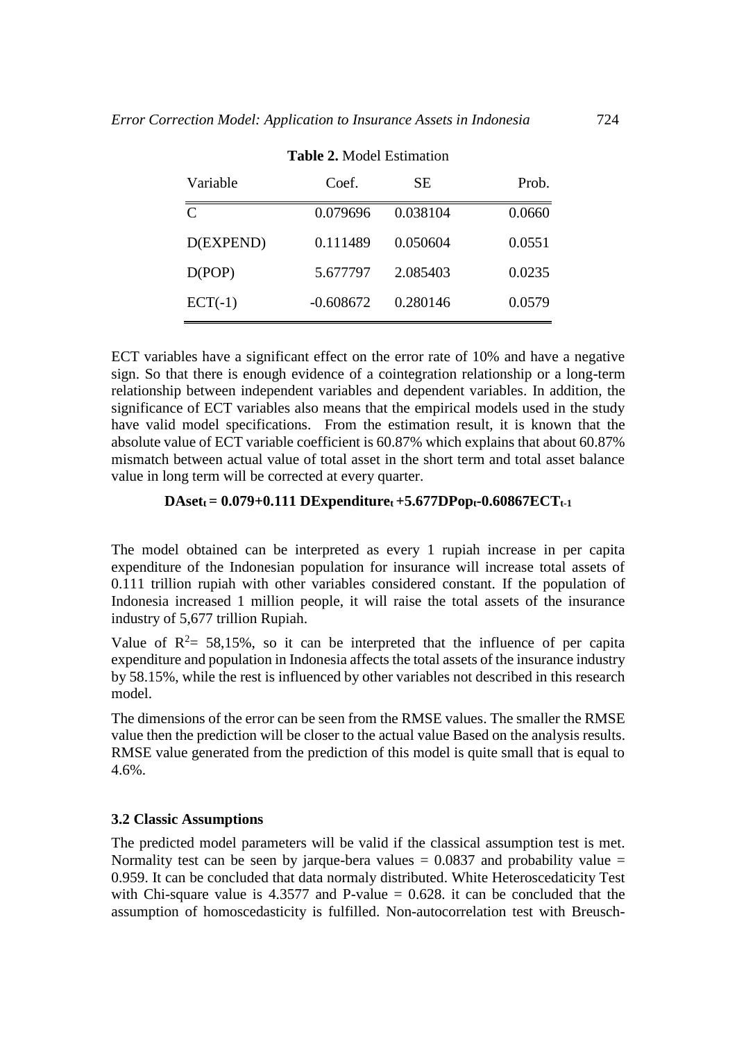**Table 2.** Model Estimation

| Variable | Coef. | SE | Prob. |
|---|---|---|---|
| C | 0.079696 | 0.038104 | 0.0660 |
| D(EXPEND) | 0.111489 | 0.050604 | 0.0551 |
| D(POP) | 5.677797 | 2.085403 | 0.0235 |
| ECT(-1) | -0.608672 | 0.280146 | 0.0579 |

ECT variables have a significant effect on the error rate of 10% and have a negative sign. So that there is enough evidence of a cointegration relationship or a long-term relationship between independent variables and dependent variables. In addition, the significance of ECT variables also means that the empirical models used in the study have valid model specifications. From the estimation result, it is known that the absolute value of ECT variable coefficient is 60.87% which explains that about 60.87% mismatch between actual value of total asset in the short term and total asset balance value in long term will be corrected at every quarter.

$$\mathbf{DAset_t = 0.079+0.111\ DExpenditure_t + 5.677DPop_t - 0.60867ECT_{t-1}}$$

The model obtained can be interpreted as every 1 rupiah increase in per capita expenditure of the Indonesian population for insurance will increase total assets of 0.111 trillion rupiah with other variables considered constant. If the population of Indonesia increased 1 million people, it will raise the total assets of the insurance industry of 5,677 trillion Rupiah.

Value of $R^2$= 58,15%, so it can be interpreted that the influence of per capita expenditure and population in Indonesia affects the total assets of the insurance industry by 58.15%, while the rest is influenced by other variables not described in this research model.

The dimensions of the error can be seen from the RMSE values. The smaller the RMSE value then the prediction will be closer to the actual value Based on the analysis results. RMSE value generated from the prediction of this model is quite small that is equal to 4.6%.

### 3.2 Classic Assumptions

The predicted model parameters will be valid if the classical assumption test is met. Normality test can be seen by jarque-bera values = 0.0837 and probability value = 0.959. It can be concluded that data normaly distributed. White Heteroscedaticity Test with Chi-square value is 4.3577 and P-value = 0.628. it can be concluded that the assumption of homoscedasticity is fulfilled. Non-autocorrelation test with Breusch-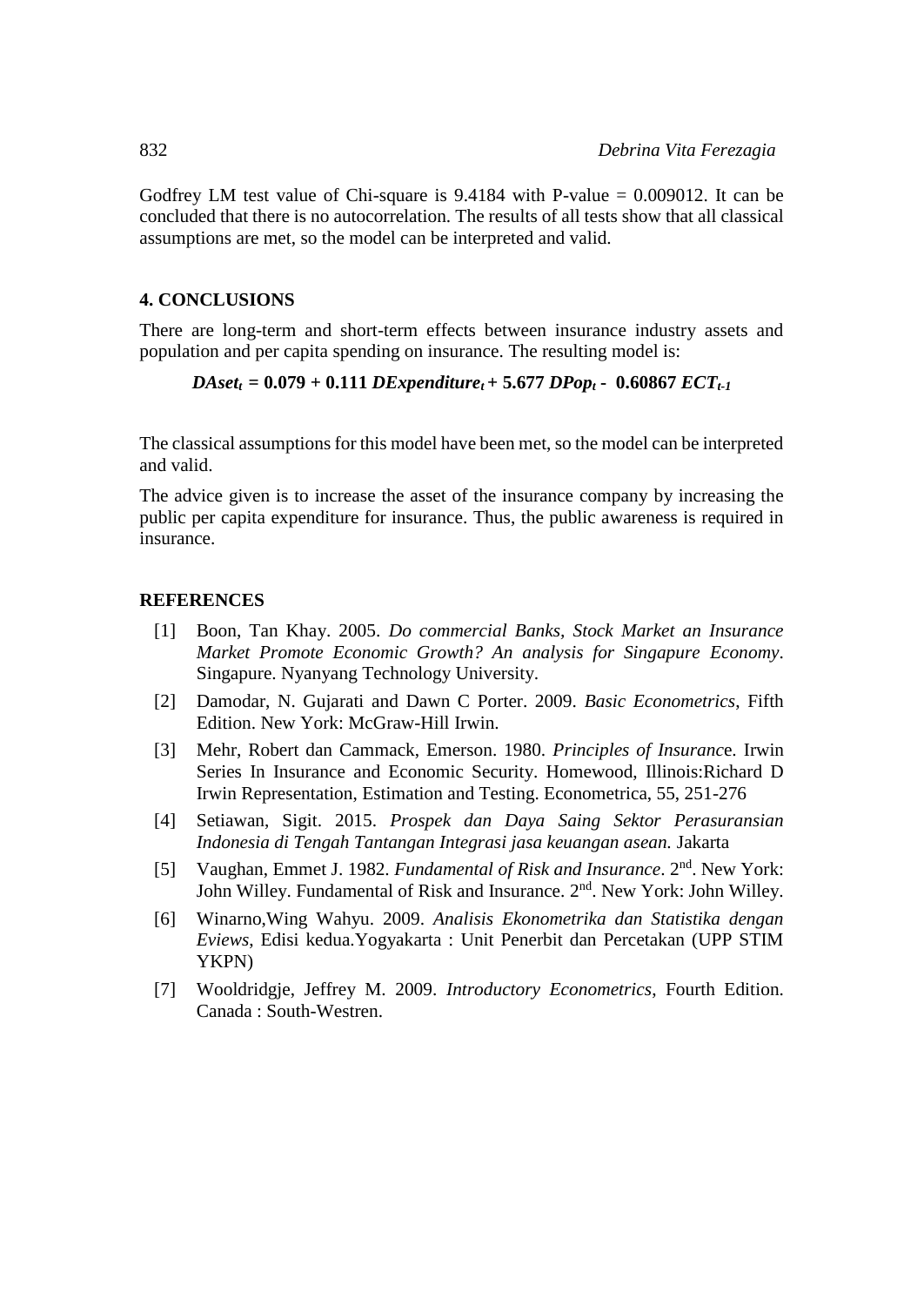Godfrey LM test value of Chi-square is 9.4184 with P-value = 0.009012. It can be concluded that there is no autocorrelation. The results of all tests show that all classical assumptions are met, so the model can be interpreted and valid.

## 4. CONCLUSIONS

There are long-term and short-term effects between insurance industry assets and population and per capita spending on insurance. The resulting model is:

$$\boldsymbol{DAset_t = 0.079 + 0.111\ DExpenditure_t + 5.677\ DPop_t - 0.60867\ ECT_{t-1}}$$

The classical assumptions for this model have been met, so the model can be interpreted and valid.

The advice given is to increase the asset of the insurance company by increasing the public per capita expenditure for insurance. Thus, the public awareness is required in insurance.

## REFERENCES

[1] Boon, Tan Khay. 2005. *Do commercial Banks, Stock Market an Insurance Market Promote Economic Growth? An analysis for Singapure Economy*. Singapure. Nyanyang Technology University.

[2] Damodar, N. Gujarati and Dawn C Porter. 2009. *Basic Econometrics*, Fifth Edition. New York: McGraw-Hill Irwin.

[3] Mehr, Robert dan Cammack, Emerson. 1980. *Principles of Insuranc*e. Irwin Series In Insurance and Economic Security. Homewood, Illinois:Richard D Irwin Representation, Estimation and Testing. Econometrica, 55, 251-276

[4] Setiawan, Sigit. 2015. *Prospek dan Daya Saing Sektor Perasuransian Indonesia di Tengah Tantangan Integrasi jasa keuangan asean.* Jakarta

[5] Vaughan, Emmet J. 1982. *Fundamental of Risk and Insurance*. 2nd. New York: John Willey. Fundamental of Risk and Insurance. 2nd. New York: John Willey.

[6] Winarno,Wing Wahyu. 2009. *Analisis Ekonometrika dan Statistika dengan Eviews*, Edisi kedua.Yogyakarta : Unit Penerbit dan Percetakan (UPP STIM YKPN)

[7] Wooldridgje, Jeffrey M. 2009. *Introductory Econometrics*, Fourth Edition. Canada : South-Westren.